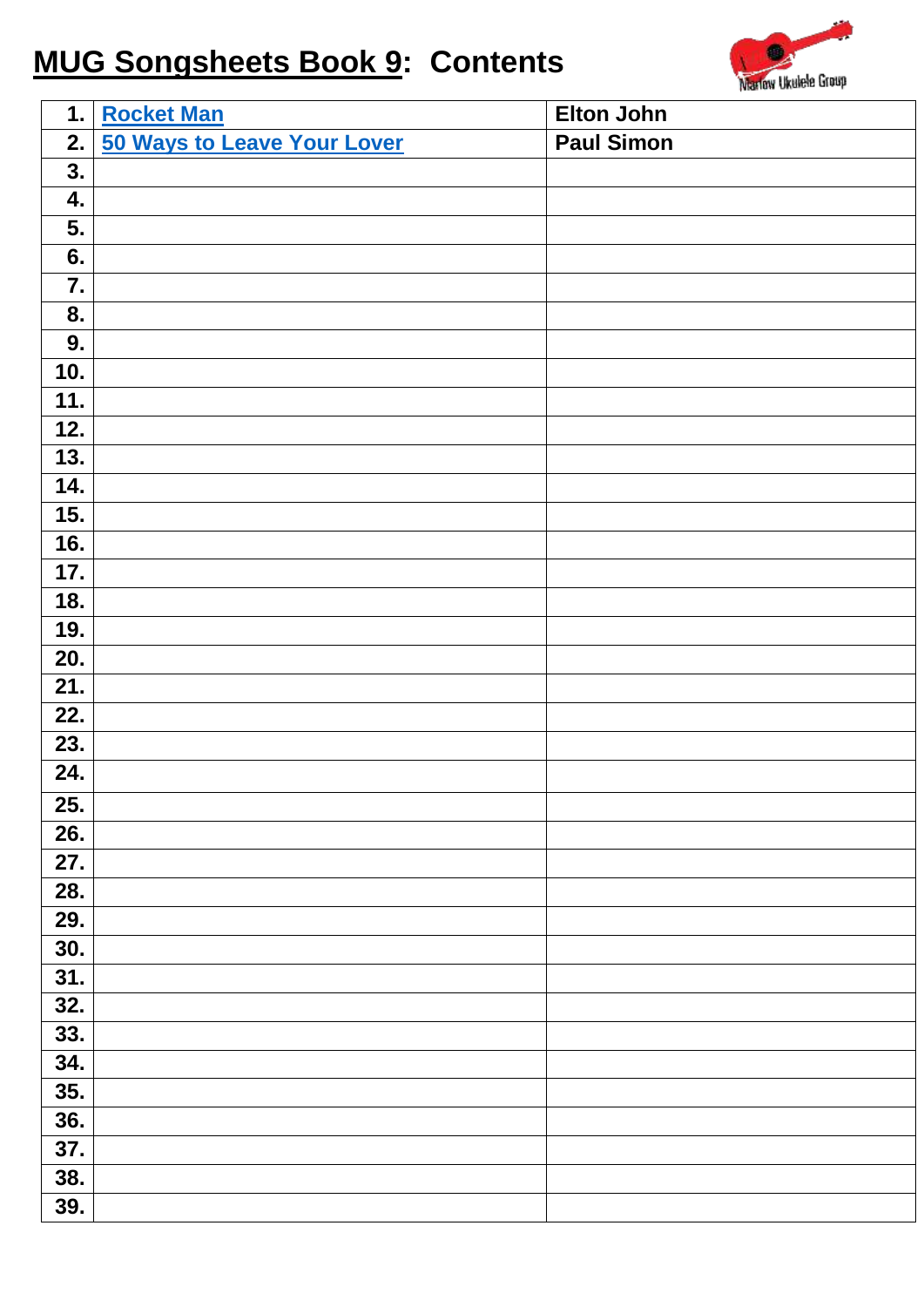# MUG Songsheets Book 9: Contents

| | | |
|---|---|---|
| 1. | Rocket Man | Elton John |
| 2. | 50 Ways to Leave Your Lover | Paul Simon |
| 3. | | |
| 4. | | |
| 5. | | |
| 6. | | |
| 7. | | |
| 8. | | |
| 9. | | |
| 10. | | |
| 11. | | |
| 12. | | |
| 13. | | |
| 14. | | |
| 15. | | |
| 16. | | |
| 17. | | |
| 18. | | |
| 19. | | |
| 20. | | |
| 21. | | |
| 22. | | |
| 23. | | |
| 24. | | |
| 25. | | |
| 26. | | |
| 27. | | |
| 28. | | |
| 29. | | |
| 30. | | |
| 31. | | |
| 32. | | |
| 33. | | |
| 34. | | |
| 35. | | |
| 36. | | |
| 37. | | |
| 38. | | |
| 39. | | |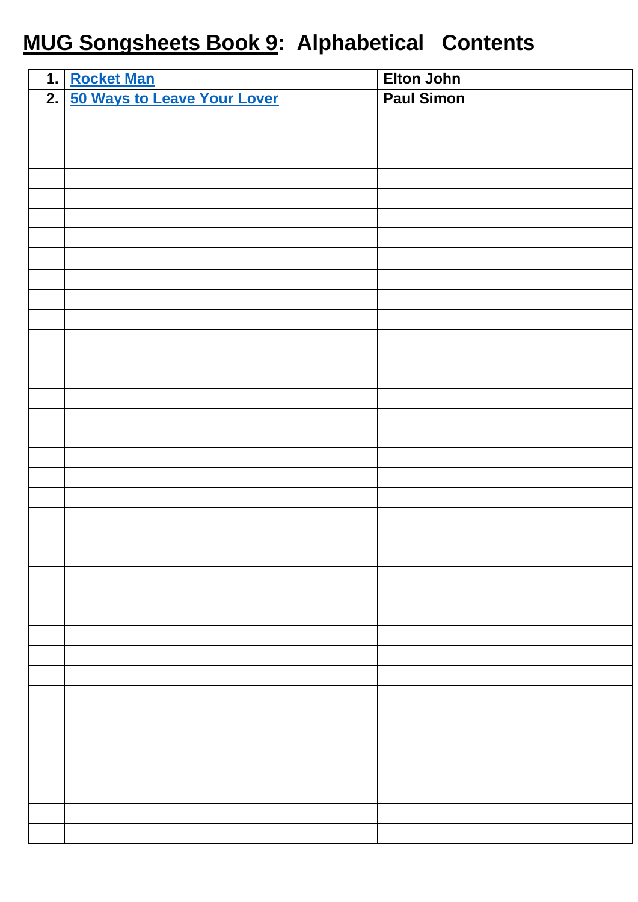# MUG Songsheets Book 9: Alphabetical Contents

| | | |
|---|---|---|
| **1.** | **Rocket Man** | **Elton John** |
| **2.** | **50 Ways to Leave Your Lover** | **Paul Simon** |
| | | |
| | | |
| | | |
| | | |
| | | |
| | | |
| | | |
| | | |
| | | |
| | | |
| | | |
| | | |
| | | |
| | | |
| | | |
| | | |
| | | |
| | | |
| | | |
| | | |
| | | |
| | | |
| | | |
| | | |
| | | |
| | | |
| | | |
| | | |
| | | |
| | | |
| | | |
| | | |
| | | |
| | | |
| | | |
| | | |
| | | |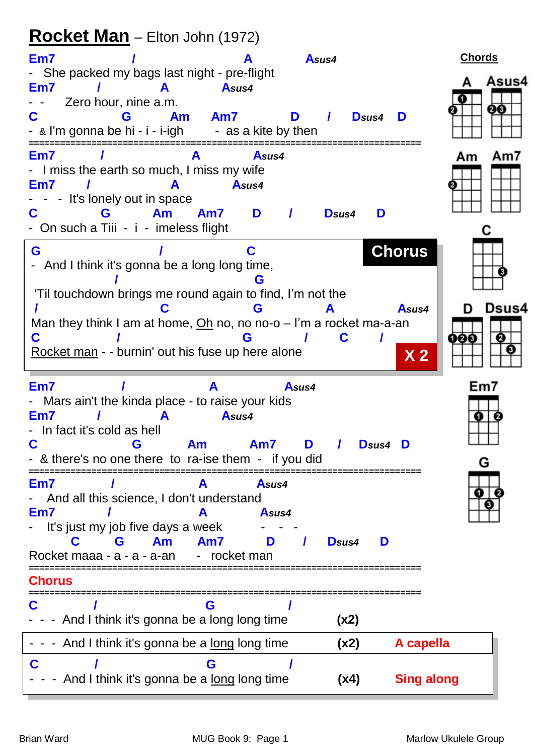# Rocket Man – Elton John (1972)

```
Em7              /                    A          Asus4
-  She packed my bags last night - pre-flight
Em7          /         A          Asus4
- -     Zero hour, nine a.m.
C                 G      Am     Am7         D     /    Dsus4  D
- & I'm gonna be hi - i - i-igh        -  as a kite by then
===========================================================================
Em7          /                  A          Asus4
-  I miss the earth so much, I miss my wife
Em7        /            A             Asus4
-  -  -  It's lonely out in space
C             G          Am     Am7        D      /       Dsus4     D
- On such a Tiii  -  i  -  imeless flight
```

**Chorus**

```
G                         /                C
-  And I think it's gonna be a long long time,
                 /                           G
 'Til touchdown brings me round again to find, I'm not the
/                       C              G             A              Asus4
Man they think I am at home, Oh no, no no-o – I'm a rocket ma-a-an
C               /                         G           /        C       /
Rocket man - - burnin' out his fuse up here alone
```

**X 2**

```
Em7                /                 A              Asus4
-  Mars ain't the kinda place - to raise your kids
Em7          /           A           Asus4
-  In fact it's cold as hell
C                    G          Am         Am7       D      /    Dsus4  D
- & there's no one there  to  ra-ise them  -   if you did
===========================================================================
Em7               /                A            Asus4
-  And all this science, I don't understand
Em7              /                 A            Asus4
-  It's just my job five days a week          -   -   -
          C      G        Am       Am7         D       /     Dsus4     D
Rocket maaa - a - a - a-an      -  rocket man
===========================================================================
```

**Chorus**

```
===========================================================================
C            /                    G                /
- - -  And I think it's gonna be a long long time          (x2)
```

```
- - -  And I think it's gonna be a long long time          (x2)     A capella
C            /                    G                /
- - -  And I think it's gonna be a long long time          (x4)     Sing along
```

**Chords**

A, Asus4, Am, Am7, C, D, Dsus4, Em7, G

Brian Ward — MUG Book 9: Page 1 — Marlow Ukulele Group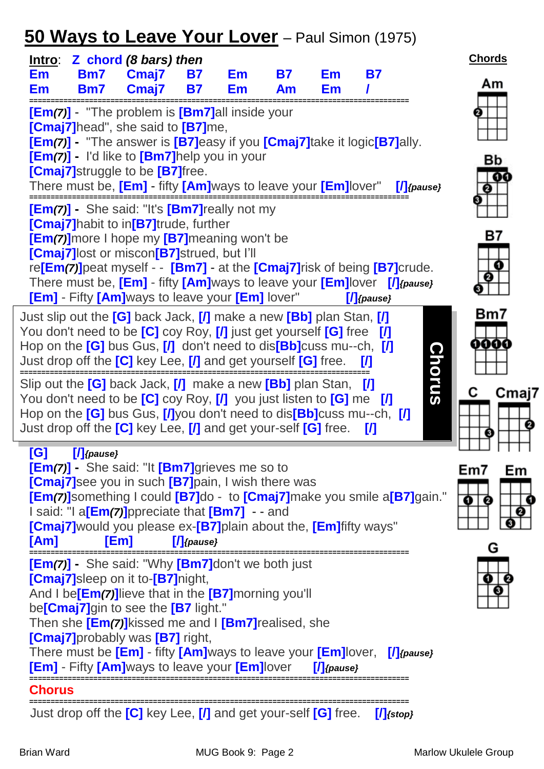# 50 Ways to Leave Your Lover – Paul Simon (1975)

**Intro**: **Z chord** ***(8 bars) then***

| | | | | | | | |
|---|---|---|---|---|---|---|---|
| Em | Bm7 | Cmaj7 | B7 | Em | B7 | Em | B7 |
| Em | Bm7 | Cmaj7 | B7 | Em | Am | Em | / |

===

[Em*(7)*] - "The problem is [Bm7]all inside your
[Cmaj7]head", she said to [B7]me,
[Em*(7)*] - "The answer is [B7]easy if you [Cmaj7]take it logic[B7]ally.
[Em*(7)*] - I'd like to [Bm7]help you in your
[Cmaj7]struggle to be [B7]free.
There must be, [Em] - fifty [Am]ways to leave your [Em]lover" [/]*{pause}*

===

[Em*(7)*] - She said: "It's [Bm7]really not my
[Cmaj7]habit to in[B7]trude, further
[Em*(7)*]more I hope my [B7]meaning won't be
[Cmaj7]lost or miscon[B7]strued, but I'll
re[Em*(7)*]peat myself - - [Bm7] - at the [Cmaj7]risk of being [B7]crude.
There must be, [Em] - fifty [Am]ways to leave your [Em]lover [/]*{pause}*
[Em] - Fifty [Am]ways to leave your [Em] lover" [/]*{pause}*

**Chorus**

Just slip out the [G] back Jack, [/] make a new [Bb] plan Stan, [/]
You don't need to be [C] coy Roy, [/] just get yourself [G] free [/]
Hop on the [G] bus Gus, [/] don't need to dis[Bb]cuss mu--ch, [/]
Just drop off the [C] key Lee, [/] and get yourself [G] free. [/]

===

Slip out the [G] back Jack, [/] make a new [Bb] plan Stan, [/]
You don't need to be [C] coy Roy, [/] you just listen to [G] me [/]
Hop on the [G] bus Gus, [/]you don't need to dis[Bb]cuss mu--ch, [/]
Just drop off the [C] key Lee, [/] and get your-self [G] free. [/]

[G] [/]*{pause}*
[Em*(7)*] - She said: "It [Bm7]grieves me so to
[Cmaj7]see you in such [B7]pain, I wish there was
[Em*(7)*]something I could [B7]do - to [Cmaj7]make you smile a[B7]gain."
I said: "I a[Em*(7)*]ppreciate that [Bm7] - - and
[Cmaj7]would you please ex-[B7]plain about the, [Em]fifty ways"
[Am] [Em] [/]*{pause}*

===

[Em*(7)*] - She said: "Why [Bm7]don't we both just
[Cmaj7]sleep on it to-[B7]night,
And I be[Em*(7)*]lieve that in the [B7]morning you'll
be[Cmaj7]gin to see the [B7 light."
Then she [Em*(7)*]kissed me and I [Bm7]realised, she
[Cmaj7]probably was [B7] right,
There must be [Em] - fifty [Am]ways to leave your [Em]lover, [/]*{pause}*
[Em] - Fifty [Am]ways to leave your [Em]lover [/]*{pause}*

===

**Chorus**

===

Just drop off the [C] key Lee, [/] and get your-self [G] free. [/]*{stop}*

**Chords**

Am, Bb, B7, Bm7, C, Cmaj7, Em7, Em, G

Brian Ward MUG Book 9: Page 2 Marlow Ukulele Group